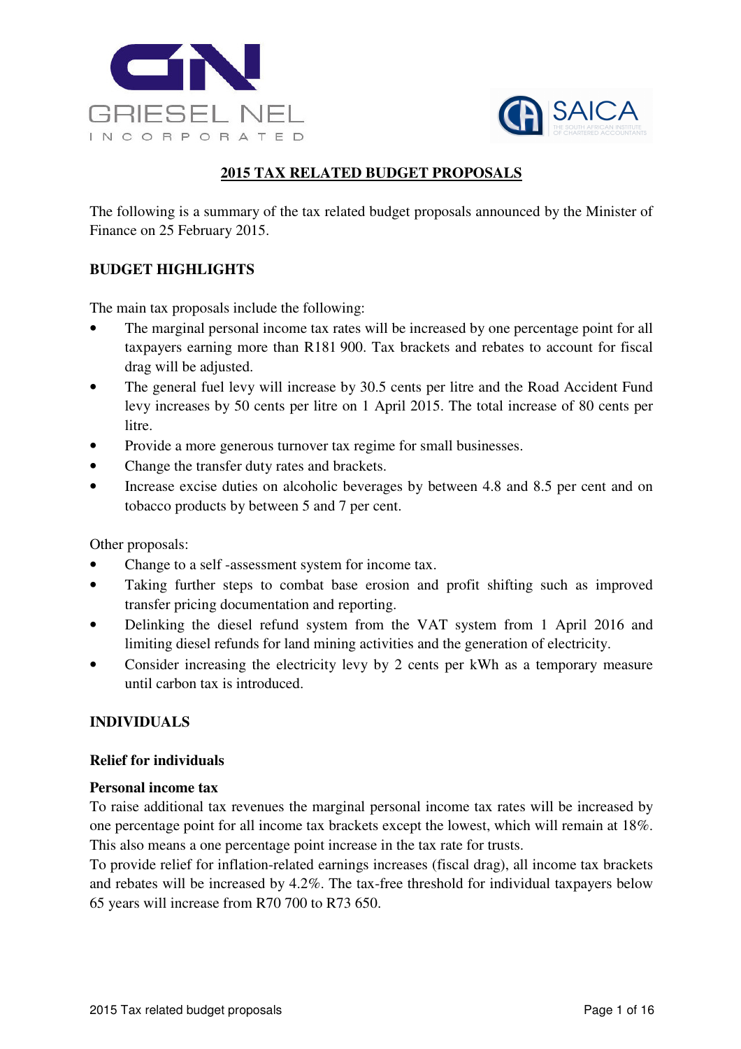GRIESEL NEL INCORPORATED

SAICA

# 2015 TAX RELATED BUDGET PROPOSALS

The following is a summary of the tax related budget proposals announced by the Minister of Finance on 25 February 2015.

## BUDGET HIGHLIGHTS

The main tax proposals include the following:

- The marginal personal income tax rates will be increased by one percentage point for all taxpayers earning more than R181 900. Tax brackets and rebates to account for fiscal drag will be adjusted.
- The general fuel levy will increase by 30.5 cents per litre and the Road Accident Fund levy increases by 50 cents per litre on 1 April 2015. The total increase of 80 cents per litre.
- Provide a more generous turnover tax regime for small businesses.
- Change the transfer duty rates and brackets.
- Increase excise duties on alcoholic beverages by between 4.8 and 8.5 per cent and on tobacco products by between 5 and 7 per cent.

Other proposals:

- Change to a self -assessment system for income tax.
- Taking further steps to combat base erosion and profit shifting such as improved transfer pricing documentation and reporting.
- Delinking the diesel refund system from the VAT system from 1 April 2016 and limiting diesel refunds for land mining activities and the generation of electricity.
- Consider increasing the electricity levy by 2 cents per kWh as a temporary measure until carbon tax is introduced.

## INDIVIDUALS

### Relief for individuals

#### Personal income tax

To raise additional tax revenues the marginal personal income tax rates will be increased by one percentage point for all income tax brackets except the lowest, which will remain at 18%. This also means a one percentage point increase in the tax rate for trusts.
To provide relief for inflation-related earnings increases (fiscal drag), all income tax brackets and rebates will be increased by 4.2%. The tax-free threshold for individual taxpayers below 65 years will increase from R70 700 to R73 650.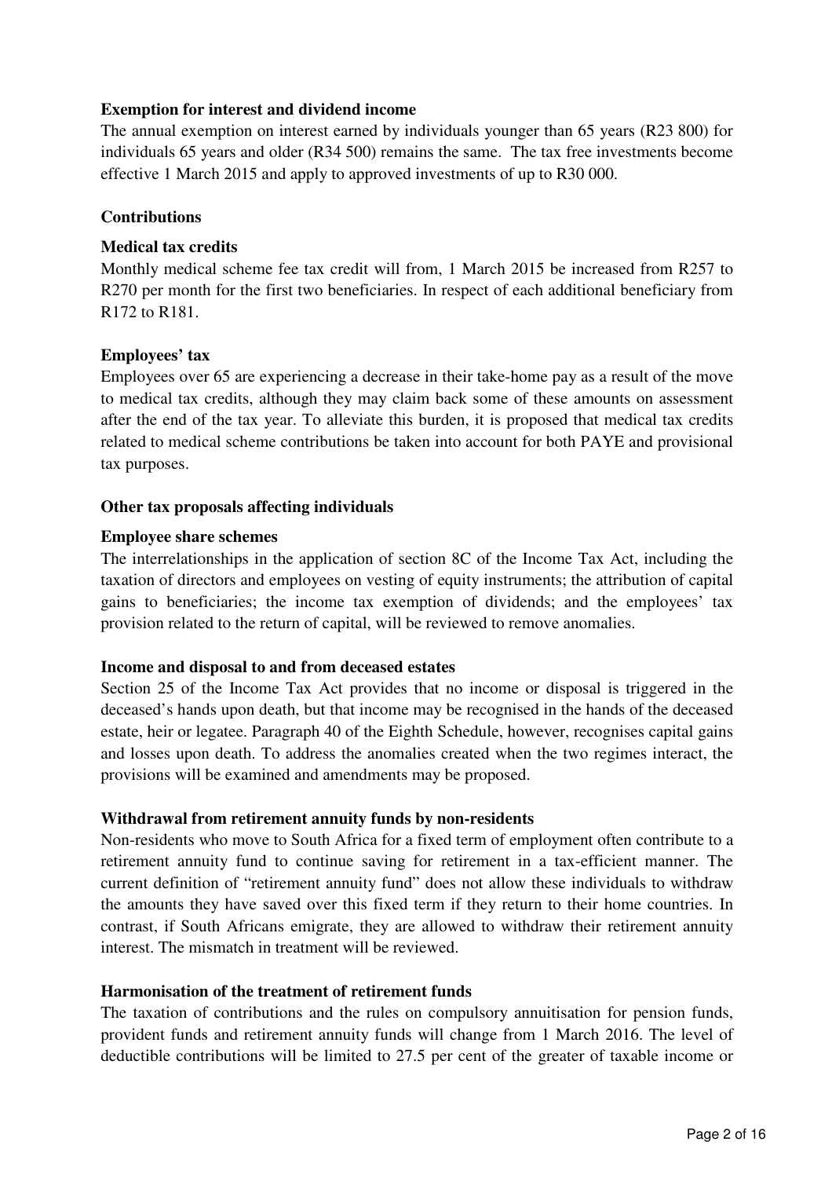**Exemption for interest and dividend income**

The annual exemption on interest earned by individuals younger than 65 years (R23 800) for individuals 65 years and older (R34 500) remains the same. The tax free investments become effective 1 March 2015 and apply to approved investments of up to R30 000.

**Contributions**

**Medical tax credits**

Monthly medical scheme fee tax credit will from, 1 March 2015 be increased from R257 to R270 per month for the first two beneficiaries. In respect of each additional beneficiary from R172 to R181.

**Employees' tax**

Employees over 65 are experiencing a decrease in their take-home pay as a result of the move to medical tax credits, although they may claim back some of these amounts on assessment after the end of the tax year. To alleviate this burden, it is proposed that medical tax credits related to medical scheme contributions be taken into account for both PAYE and provisional tax purposes.

**Other tax proposals affecting individuals**

**Employee share schemes**

The interrelationships in the application of section 8C of the Income Tax Act, including the taxation of directors and employees on vesting of equity instruments; the attribution of capital gains to beneficiaries; the income tax exemption of dividends; and the employees' tax provision related to the return of capital, will be reviewed to remove anomalies.

**Income and disposal to and from deceased estates**

Section 25 of the Income Tax Act provides that no income or disposal is triggered in the deceased's hands upon death, but that income may be recognised in the hands of the deceased estate, heir or legatee. Paragraph 40 of the Eighth Schedule, however, recognises capital gains and losses upon death. To address the anomalies created when the two regimes interact, the provisions will be examined and amendments may be proposed.

**Withdrawal from retirement annuity funds by non-residents**

Non-residents who move to South Africa for a fixed term of employment often contribute to a retirement annuity fund to continue saving for retirement in a tax-efficient manner. The current definition of "retirement annuity fund" does not allow these individuals to withdraw the amounts they have saved over this fixed term if they return to their home countries. In contrast, if South Africans emigrate, they are allowed to withdraw their retirement annuity interest. The mismatch in treatment will be reviewed.

**Harmonisation of the treatment of retirement funds**

The taxation of contributions and the rules on compulsory annuitisation for pension funds, provident funds and retirement annuity funds will change from 1 March 2016. The level of deductible contributions will be limited to 27.5 per cent of the greater of taxable income or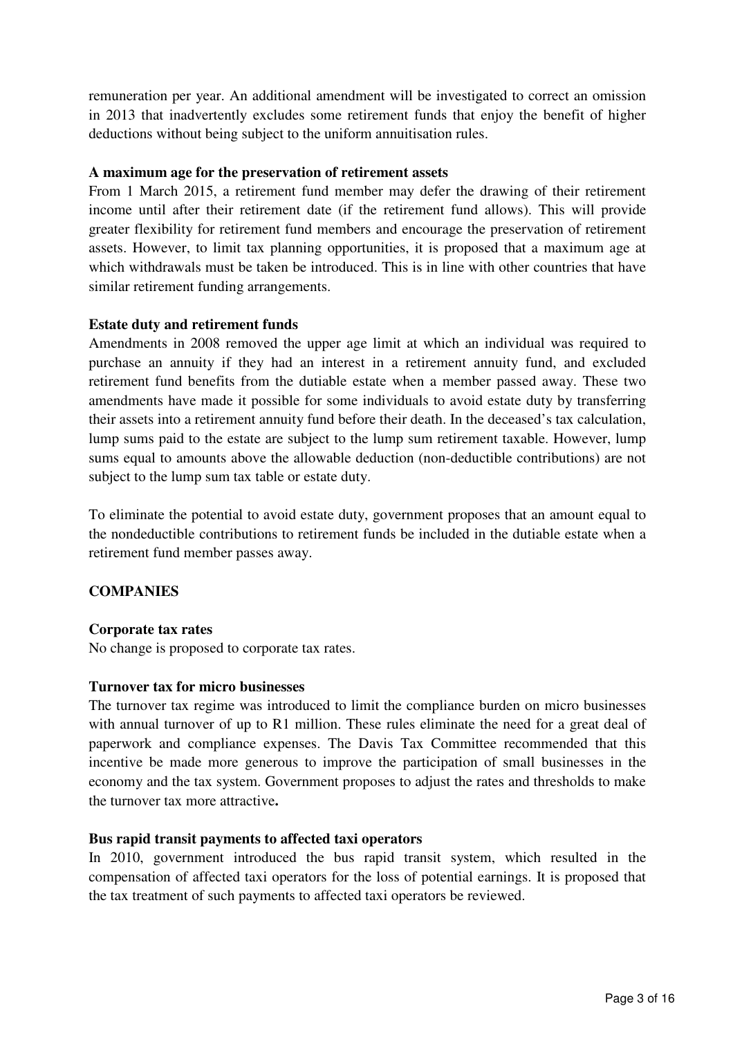remuneration per year. An additional amendment will be investigated to correct an omission in 2013 that inadvertently excludes some retirement funds that enjoy the benefit of higher deductions without being subject to the uniform annuitisation rules.

**A maximum age for the preservation of retirement assets**

From 1 March 2015, a retirement fund member may defer the drawing of their retirement income until after their retirement date (if the retirement fund allows). This will provide greater flexibility for retirement fund members and encourage the preservation of retirement assets. However, to limit tax planning opportunities, it is proposed that a maximum age at which withdrawals must be taken be introduced. This is in line with other countries that have similar retirement funding arrangements.

**Estate duty and retirement funds**

Amendments in 2008 removed the upper age limit at which an individual was required to purchase an annuity if they had an interest in a retirement annuity fund, and excluded retirement fund benefits from the dutiable estate when a member passed away. These two amendments have made it possible for some individuals to avoid estate duty by transferring their assets into a retirement annuity fund before their death. In the deceased's tax calculation, lump sums paid to the estate are subject to the lump sum retirement taxable. However, lump sums equal to amounts above the allowable deduction (non-deductible contributions) are not subject to the lump sum tax table or estate duty.

To eliminate the potential to avoid estate duty, government proposes that an amount equal to the nondeductible contributions to retirement funds be included in the dutiable estate when a retirement fund member passes away.

## COMPANIES

**Corporate tax rates**

No change is proposed to corporate tax rates.

**Turnover tax for micro businesses**

The turnover tax regime was introduced to limit the compliance burden on micro businesses with annual turnover of up to R1 million. These rules eliminate the need for a great deal of paperwork and compliance expenses. The Davis Tax Committee recommended that this incentive be made more generous to improve the participation of small businesses in the economy and the tax system. Government proposes to adjust the rates and thresholds to make the turnover tax more attractive**.**

**Bus rapid transit payments to affected taxi operators**

In 2010, government introduced the bus rapid transit system, which resulted in the compensation of affected taxi operators for the loss of potential earnings. It is proposed that the tax treatment of such payments to affected taxi operators be reviewed.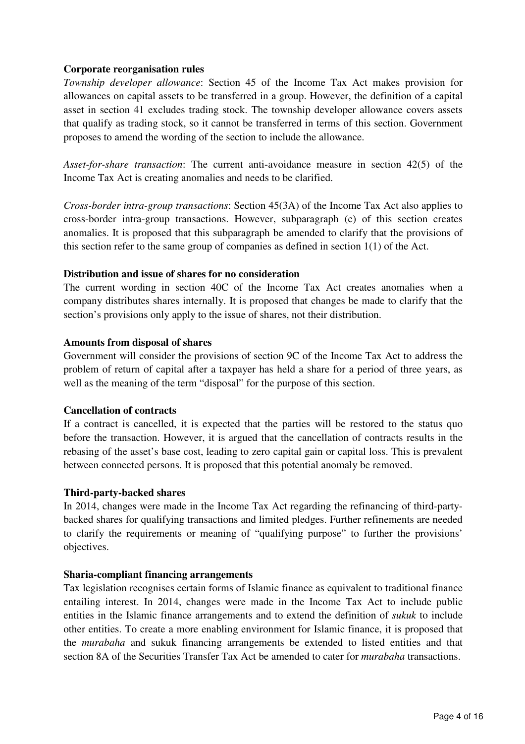**Corporate reorganisation rules**

*Township developer allowance*: Section 45 of the Income Tax Act makes provision for allowances on capital assets to be transferred in a group. However, the definition of a capital asset in section 41 excludes trading stock. The township developer allowance covers assets that qualify as trading stock, so it cannot be transferred in terms of this section. Government proposes to amend the wording of the section to include the allowance.

*Asset-for-share transaction*: The current anti-avoidance measure in section 42(5) of the Income Tax Act is creating anomalies and needs to be clarified.

*Cross-border intra-group transactions*: Section 45(3A) of the Income Tax Act also applies to cross-border intra-group transactions. However, subparagraph (c) of this section creates anomalies. It is proposed that this subparagraph be amended to clarify that the provisions of this section refer to the same group of companies as defined in section 1(1) of the Act.

**Distribution and issue of shares for no consideration**

The current wording in section 40C of the Income Tax Act creates anomalies when a company distributes shares internally. It is proposed that changes be made to clarify that the section's provisions only apply to the issue of shares, not their distribution.

**Amounts from disposal of shares**

Government will consider the provisions of section 9C of the Income Tax Act to address the problem of return of capital after a taxpayer has held a share for a period of three years, as well as the meaning of the term "disposal" for the purpose of this section.

**Cancellation of contracts**

If a contract is cancelled, it is expected that the parties will be restored to the status quo before the transaction. However, it is argued that the cancellation of contracts results in the rebasing of the asset's base cost, leading to zero capital gain or capital loss. This is prevalent between connected persons. It is proposed that this potential anomaly be removed.

**Third-party-backed shares**

In 2014, changes were made in the Income Tax Act regarding the refinancing of third-party-backed shares for qualifying transactions and limited pledges. Further refinements are needed to clarify the requirements or meaning of "qualifying purpose" to further the provisions' objectives.

**Sharia-compliant financing arrangements**

Tax legislation recognises certain forms of Islamic finance as equivalent to traditional finance entailing interest. In 2014, changes were made in the Income Tax Act to include public entities in the Islamic finance arrangements and to extend the definition of *sukuk* to include other entities. To create a more enabling environment for Islamic finance, it is proposed that the *murabaha* and sukuk financing arrangements be extended to listed entities and that section 8A of the Securities Transfer Tax Act be amended to cater for *murabaha* transactions.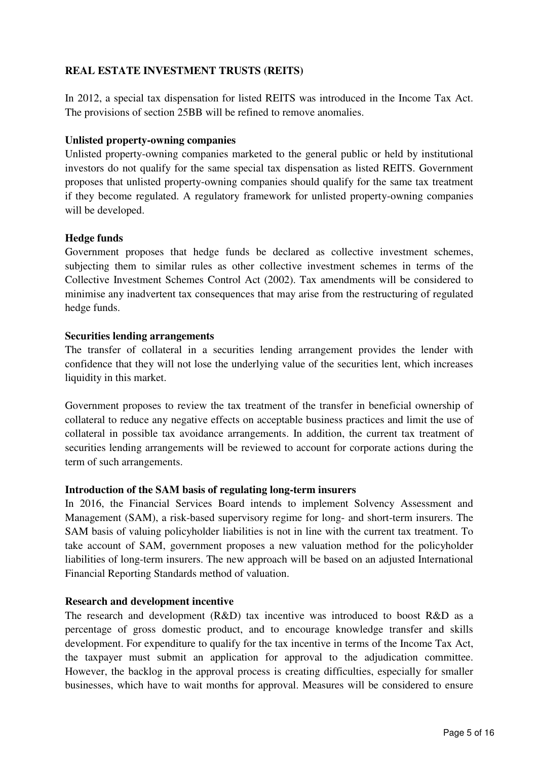## REAL ESTATE INVESTMENT TRUSTS (REITS)

In 2012, a special tax dispensation for listed REITS was introduced in the Income Tax Act. The provisions of section 25BB will be refined to remove anomalies.

### Unlisted property-owning companies

Unlisted property-owning companies marketed to the general public or held by institutional investors do not qualify for the same special tax dispensation as listed REITS. Government proposes that unlisted property-owning companies should qualify for the same tax treatment if they become regulated. A regulatory framework for unlisted property-owning companies will be developed.

### Hedge funds

Government proposes that hedge funds be declared as collective investment schemes, subjecting them to similar rules as other collective investment schemes in terms of the Collective Investment Schemes Control Act (2002). Tax amendments will be considered to minimise any inadvertent tax consequences that may arise from the restructuring of regulated hedge funds.

### Securities lending arrangements

The transfer of collateral in a securities lending arrangement provides the lender with confidence that they will not lose the underlying value of the securities lent, which increases liquidity in this market.

Government proposes to review the tax treatment of the transfer in beneficial ownership of collateral to reduce any negative effects on acceptable business practices and limit the use of collateral in possible tax avoidance arrangements. In addition, the current tax treatment of securities lending arrangements will be reviewed to account for corporate actions during the term of such arrangements.

### Introduction of the SAM basis of regulating long-term insurers

In 2016, the Financial Services Board intends to implement Solvency Assessment and Management (SAM), a risk-based supervisory regime for long- and short-term insurers. The SAM basis of valuing policyholder liabilities is not in line with the current tax treatment. To take account of SAM, government proposes a new valuation method for the policyholder liabilities of long-term insurers. The new approach will be based on an adjusted International Financial Reporting Standards method of valuation.

### Research and development incentive

The research and development (R&D) tax incentive was introduced to boost R&D as a percentage of gross domestic product, and to encourage knowledge transfer and skills development. For expenditure to qualify for the tax incentive in terms of the Income Tax Act, the taxpayer must submit an application for approval to the adjudication committee. However, the backlog in the approval process is creating difficulties, especially for smaller businesses, which have to wait months for approval. Measures will be considered to ensure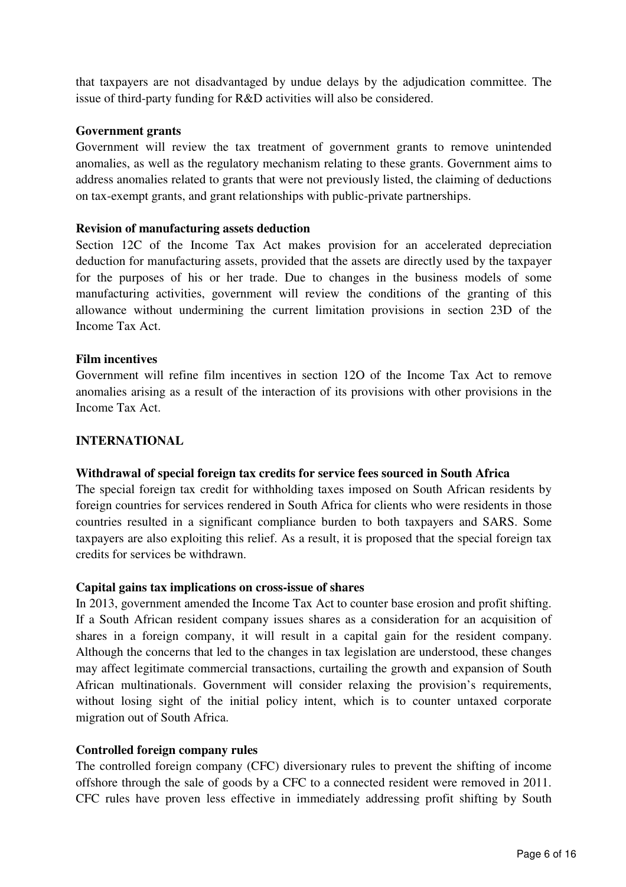that taxpayers are not disadvantaged by undue delays by the adjudication committee. The issue of third-party funding for R&D activities will also be considered.

**Government grants**

Government will review the tax treatment of government grants to remove unintended anomalies, as well as the regulatory mechanism relating to these grants. Government aims to address anomalies related to grants that were not previously listed, the claiming of deductions on tax-exempt grants, and grant relationships with public-private partnerships.

**Revision of manufacturing assets deduction**

Section 12C of the Income Tax Act makes provision for an accelerated depreciation deduction for manufacturing assets, provided that the assets are directly used by the taxpayer for the purposes of his or her trade. Due to changes in the business models of some manufacturing activities, government will review the conditions of the granting of this allowance without undermining the current limitation provisions in section 23D of the Income Tax Act.

**Film incentives**

Government will refine film incentives in section 12O of the Income Tax Act to remove anomalies arising as a result of the interaction of its provisions with other provisions in the Income Tax Act.

## INTERNATIONAL

**Withdrawal of special foreign tax credits for service fees sourced in South Africa**

The special foreign tax credit for withholding taxes imposed on South African residents by foreign countries for services rendered in South Africa for clients who were residents in those countries resulted in a significant compliance burden to both taxpayers and SARS. Some taxpayers are also exploiting this relief. As a result, it is proposed that the special foreign tax credits for services be withdrawn.

**Capital gains tax implications on cross-issue of shares**

In 2013, government amended the Income Tax Act to counter base erosion and profit shifting. If a South African resident company issues shares as a consideration for an acquisition of shares in a foreign company, it will result in a capital gain for the resident company. Although the concerns that led to the changes in tax legislation are understood, these changes may affect legitimate commercial transactions, curtailing the growth and expansion of South African multinationals. Government will consider relaxing the provision's requirements, without losing sight of the initial policy intent, which is to counter untaxed corporate migration out of South Africa.

**Controlled foreign company rules**

The controlled foreign company (CFC) diversionary rules to prevent the shifting of income offshore through the sale of goods by a CFC to a connected resident were removed in 2011. CFC rules have proven less effective in immediately addressing profit shifting by South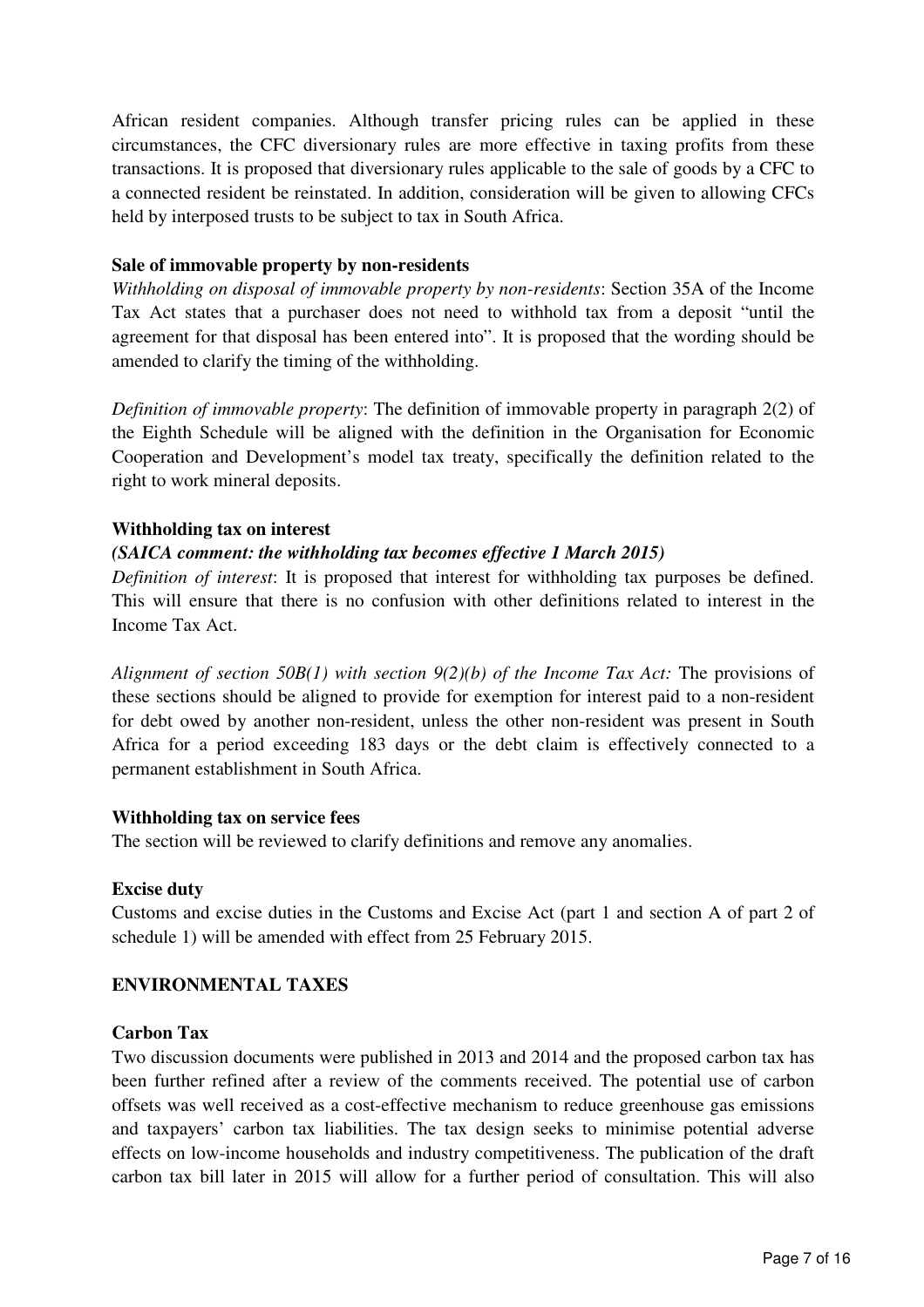African resident companies. Although transfer pricing rules can be applied in these circumstances, the CFC diversionary rules are more effective in taxing profits from these transactions. It is proposed that diversionary rules applicable to the sale of goods by a CFC to a connected resident be reinstated. In addition, consideration will be given to allowing CFCs held by interposed trusts to be subject to tax in South Africa.

**Sale of immovable property by non-residents**

*Withholding on disposal of immovable property by non-residents*: Section 35A of the Income Tax Act states that a purchaser does not need to withhold tax from a deposit "until the agreement for that disposal has been entered into". It is proposed that the wording should be amended to clarify the timing of the withholding.

*Definition of immovable property*: The definition of immovable property in paragraph 2(2) of the Eighth Schedule will be aligned with the definition in the Organisation for Economic Cooperation and Development's model tax treaty, specifically the definition related to the right to work mineral deposits.

**Withholding tax on interest**

***(SAICA comment: the withholding tax becomes effective 1 March 2015)***

*Definition of interest*: It is proposed that interest for withholding tax purposes be defined. This will ensure that there is no confusion with other definitions related to interest in the Income Tax Act.

*Alignment of section 50B(1) with section 9(2)(b) of the Income Tax Act:* The provisions of these sections should be aligned to provide for exemption for interest paid to a non-resident for debt owed by another non-resident, unless the other non-resident was present in South Africa for a period exceeding 183 days or the debt claim is effectively connected to a permanent establishment in South Africa.

**Withholding tax on service fees**

The section will be reviewed to clarify definitions and remove any anomalies.

**Excise duty**

Customs and excise duties in the Customs and Excise Act (part 1 and section A of part 2 of schedule 1) will be amended with effect from 25 February 2015.

**ENVIRONMENTAL TAXES**

**Carbon Tax**

Two discussion documents were published in 2013 and 2014 and the proposed carbon tax has been further refined after a review of the comments received. The potential use of carbon offsets was well received as a cost-effective mechanism to reduce greenhouse gas emissions and taxpayers' carbon tax liabilities. The tax design seeks to minimise potential adverse effects on low-income households and industry competitiveness. The publication of the draft carbon tax bill later in 2015 will allow for a further period of consultation. This will also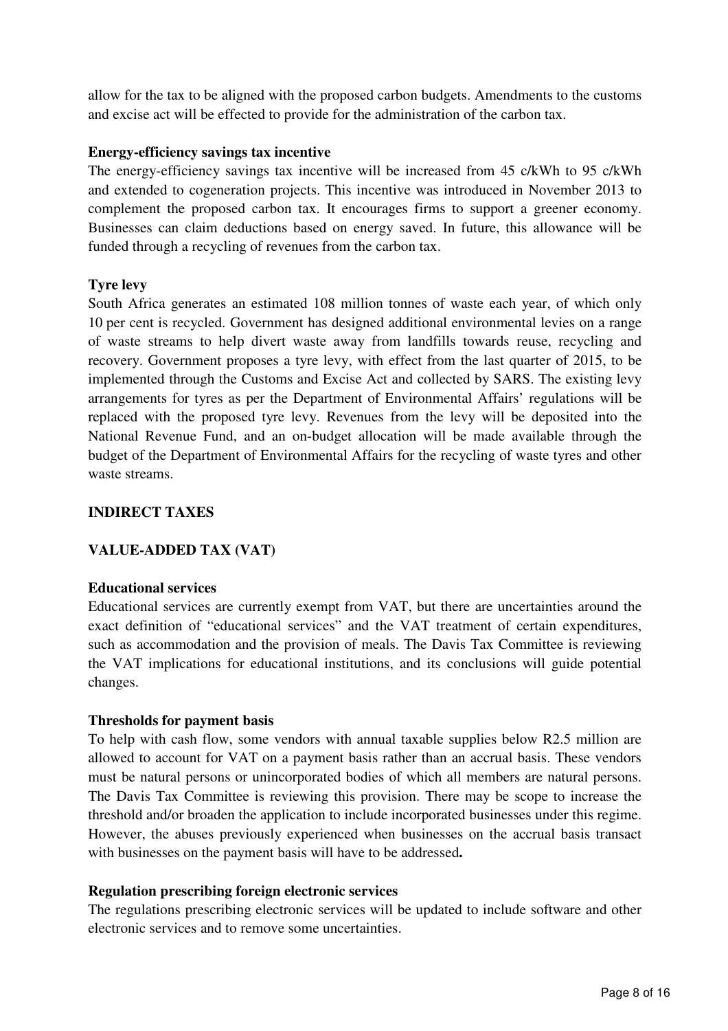allow for the tax to be aligned with the proposed carbon budgets. Amendments to the customs and excise act will be effected to provide for the administration of the carbon tax.

**Energy-efficiency savings tax incentive**

The energy-efficiency savings tax incentive will be increased from 45 c/kWh to 95 c/kWh and extended to cogeneration projects. This incentive was introduced in November 2013 to complement the proposed carbon tax. It encourages firms to support a greener economy. Businesses can claim deductions based on energy saved. In future, this allowance will be funded through a recycling of revenues from the carbon tax.

**Tyre levy**

South Africa generates an estimated 108 million tonnes of waste each year, of which only 10 per cent is recycled. Government has designed additional environmental levies on a range of waste streams to help divert waste away from landfills towards reuse, recycling and recovery. Government proposes a tyre levy, with effect from the last quarter of 2015, to be implemented through the Customs and Excise Act and collected by SARS. The existing levy arrangements for tyres as per the Department of Environmental Affairs' regulations will be replaced with the proposed tyre levy. Revenues from the levy will be deposited into the National Revenue Fund, and an on-budget allocation will be made available through the budget of the Department of Environmental Affairs for the recycling of waste tyres and other waste streams.

## INDIRECT TAXES

## VALUE-ADDED TAX (VAT)

**Educational services**

Educational services are currently exempt from VAT, but there are uncertainties around the exact definition of "educational services" and the VAT treatment of certain expenditures, such as accommodation and the provision of meals. The Davis Tax Committee is reviewing the VAT implications for educational institutions, and its conclusions will guide potential changes.

**Thresholds for payment basis**

To help with cash flow, some vendors with annual taxable supplies below R2.5 million are allowed to account for VAT on a payment basis rather than an accrual basis. These vendors must be natural persons or unincorporated bodies of which all members are natural persons. The Davis Tax Committee is reviewing this provision. There may be scope to increase the threshold and/or broaden the application to include incorporated businesses under this regime. However, the abuses previously experienced when businesses on the accrual basis transact with businesses on the payment basis will have to be addressed**.**

**Regulation prescribing foreign electronic services**

The regulations prescribing electronic services will be updated to include software and other electronic services and to remove some uncertainties.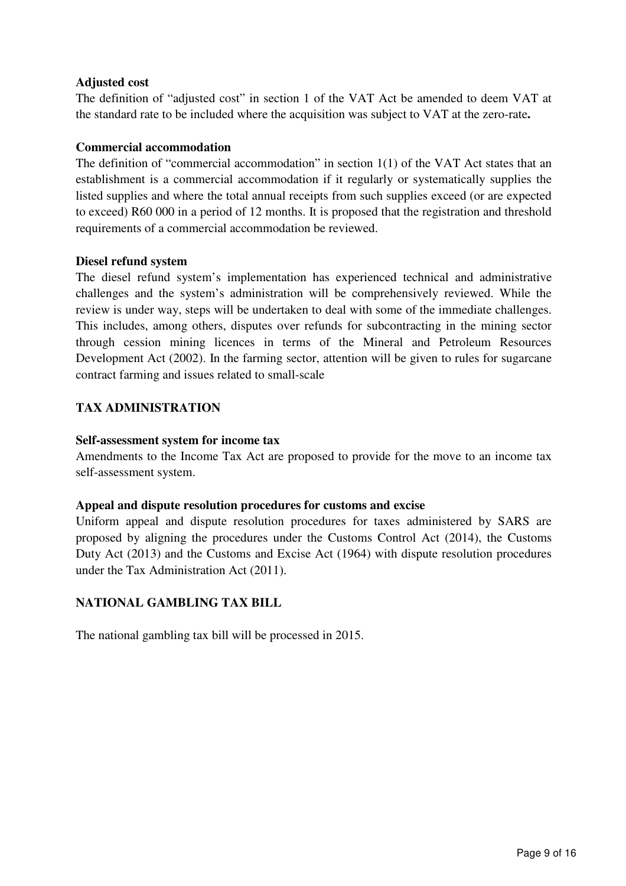**Adjusted cost**

The definition of "adjusted cost" in section 1 of the VAT Act be amended to deem VAT at the standard rate to be included where the acquisition was subject to VAT at the zero-rate**.**

**Commercial accommodation**

The definition of "commercial accommodation" in section 1(1) of the VAT Act states that an establishment is a commercial accommodation if it regularly or systematically supplies the listed supplies and where the total annual receipts from such supplies exceed (or are expected to exceed) R60 000 in a period of 12 months. It is proposed that the registration and threshold requirements of a commercial accommodation be reviewed.

**Diesel refund system**

The diesel refund system's implementation has experienced technical and administrative challenges and the system's administration will be comprehensively reviewed. While the review is under way, steps will be undertaken to deal with some of the immediate challenges. This includes, among others, disputes over refunds for subcontracting in the mining sector through cession mining licences in terms of the Mineral and Petroleum Resources Development Act (2002). In the farming sector, attention will be given to rules for sugarcane contract farming and issues related to small-scale

## TAX ADMINISTRATION

**Self-assessment system for income tax**

Amendments to the Income Tax Act are proposed to provide for the move to an income tax self-assessment system.

**Appeal and dispute resolution procedures for customs and excise**

Uniform appeal and dispute resolution procedures for taxes administered by SARS are proposed by aligning the procedures under the Customs Control Act (2014), the Customs Duty Act (2013) and the Customs and Excise Act (1964) with dispute resolution procedures under the Tax Administration Act (2011).

## NATIONAL GAMBLING TAX BILL

The national gambling tax bill will be processed in 2015.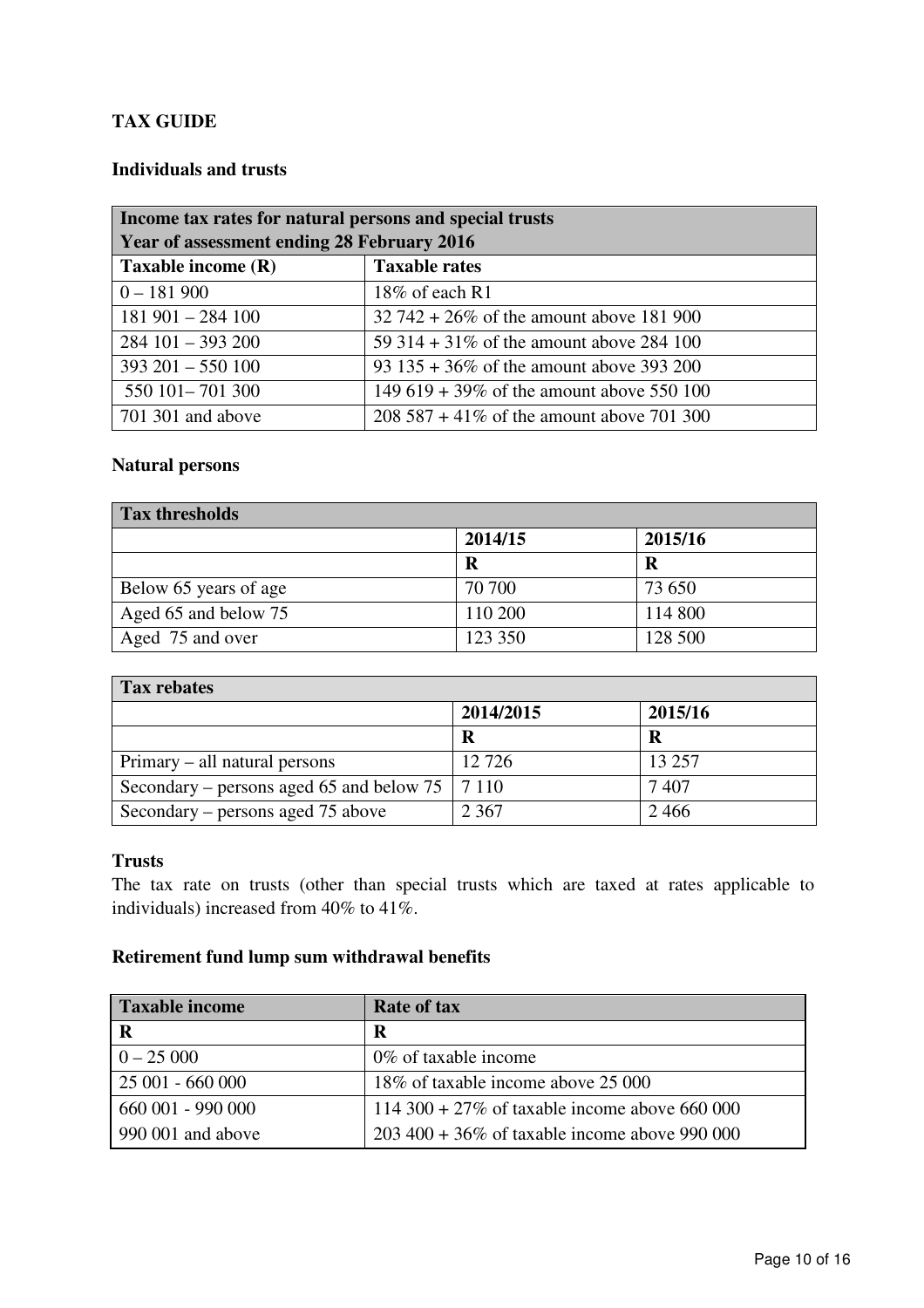**TAX GUIDE**

**Individuals and trusts**

| Income tax rates for natural persons and special trusts<br>Year of assessment ending 28 February 2016 | |
|---|---|
| **Taxable income (R)** | **Taxable rates** |
| 0 – 181 900 | 18% of each R1 |
| 181 901 – 284 100 | 32 742 + 26% of the amount above 181 900 |
| 284 101 – 393 200 | 59 314 + 31% of the amount above 284 100 |
| 393 201 – 550 100 | 93 135 + 36% of the amount above 393 200 |
| 550 101– 701 300 | 149 619 + 39% of the amount above 550 100 |
| 701 301 and above | 208 587 + 41% of the amount above 701 300 |

**Natural persons**

| Tax thresholds | | |
|---|---|---|
| | **2014/15** | **2015/16** |
| | **R** | **R** |
| Below 65 years of age | 70 700 | 73 650 |
| Aged 65 and below 75 | 110 200 | 114 800 |
| Aged 75 and over | 123 350 | 128 500 |

| Tax rebates | | |
|---|---|---|
| | **2014/2015** | **2015/16** |
| | **R** | **R** |
| Primary – all natural persons | 12 726 | 13 257 |
| Secondary – persons aged 65 and below 75 | 7 110 | 7 407 |
| Secondary – persons aged 75 above | 2 367 | 2 466 |

**Trusts**

The tax rate on trusts (other than special trusts which are taxed at rates applicable to individuals) increased from 40% to 41%.

**Retirement fund lump sum withdrawal benefits**

| Taxable income | Rate of tax |
|---|---|
| **R** | **R** |
| 0 – 25 000 | 0% of taxable income |
| 25 001 - 660 000 | 18% of taxable income above 25 000 |
| 660 001 - 990 000 | 114 300 + 27% of taxable income above 660 000 |
| 990 001 and above | 203 400 + 36% of taxable income above 990 000 |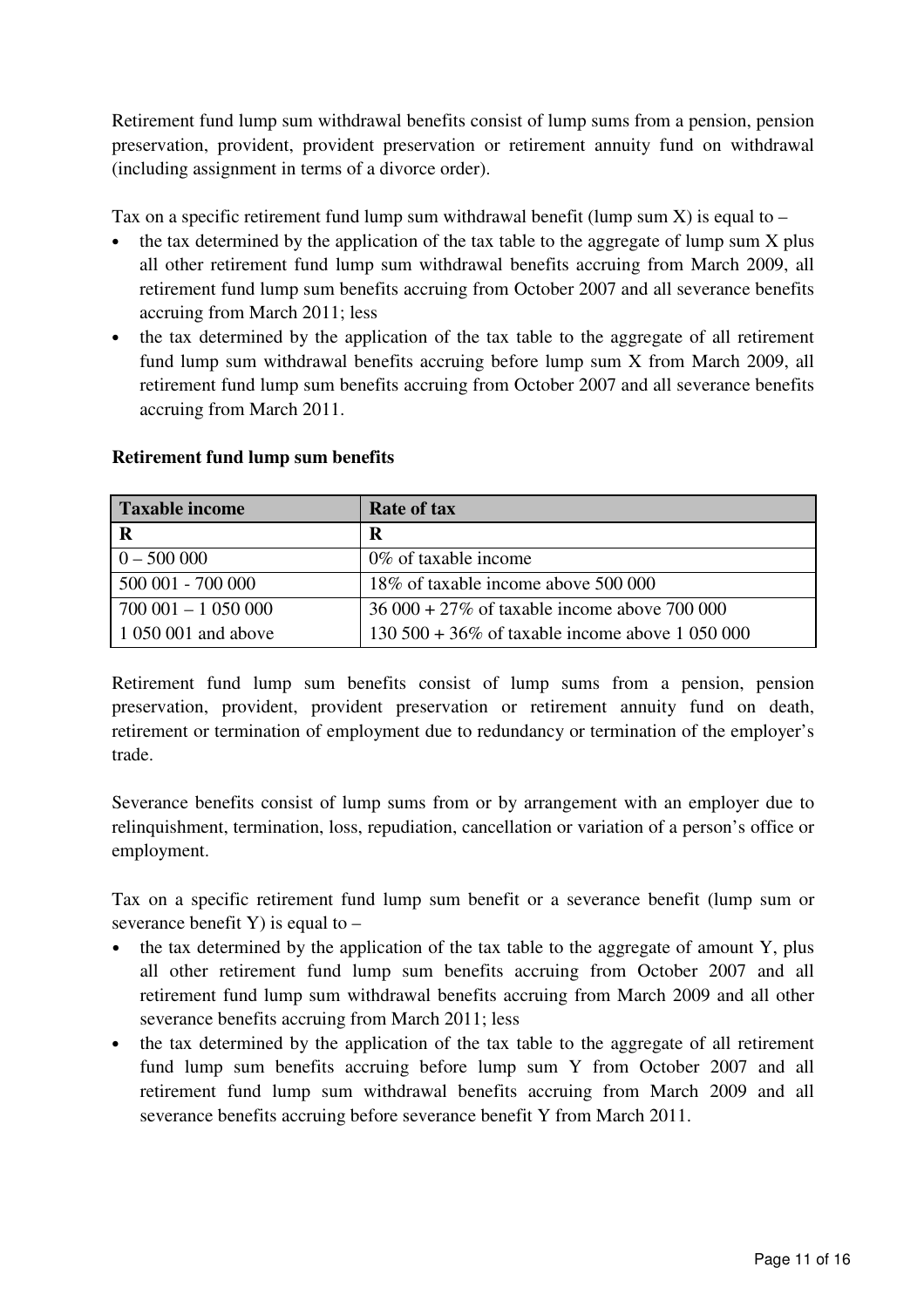Retirement fund lump sum withdrawal benefits consist of lump sums from a pension, pension preservation, provident, provident preservation or retirement annuity fund on withdrawal (including assignment in terms of a divorce order).

Tax on a specific retirement fund lump sum withdrawal benefit (lump sum X) is equal to –

- the tax determined by the application of the tax table to the aggregate of lump sum X plus all other retirement fund lump sum withdrawal benefits accruing from March 2009, all retirement fund lump sum benefits accruing from October 2007 and all severance benefits accruing from March 2011; less
- the tax determined by the application of the tax table to the aggregate of all retirement fund lump sum withdrawal benefits accruing before lump sum X from March 2009, all retirement fund lump sum benefits accruing from October 2007 and all severance benefits accruing from March 2011.

**Retirement fund lump sum benefits**

| Taxable income | Rate of tax |
|---|---|
| R | R |
| 0 – 500 000 | 0% of taxable income |
| 500 001 - 700 000 | 18% of taxable income above 500 000 |
| 700 001 – 1 050 000 | 36 000 + 27% of taxable income above 700 000 |
| 1 050 001 and above | 130 500 + 36% of taxable income above 1 050 000 |

Retirement fund lump sum benefits consist of lump sums from a pension, pension preservation, provident, provident preservation or retirement annuity fund on death, retirement or termination of employment due to redundancy or termination of the employer's trade.

Severance benefits consist of lump sums from or by arrangement with an employer due to relinquishment, termination, loss, repudiation, cancellation or variation of a person's office or employment.

Tax on a specific retirement fund lump sum benefit or a severance benefit (lump sum or severance benefit Y) is equal to –

- the tax determined by the application of the tax table to the aggregate of amount Y, plus all other retirement fund lump sum benefits accruing from October 2007 and all retirement fund lump sum withdrawal benefits accruing from March 2009 and all other severance benefits accruing from March 2011; less
- the tax determined by the application of the tax table to the aggregate of all retirement fund lump sum benefits accruing before lump sum Y from October 2007 and all retirement fund lump sum withdrawal benefits accruing from March 2009 and all severance benefits accruing before severance benefit Y from March 2011.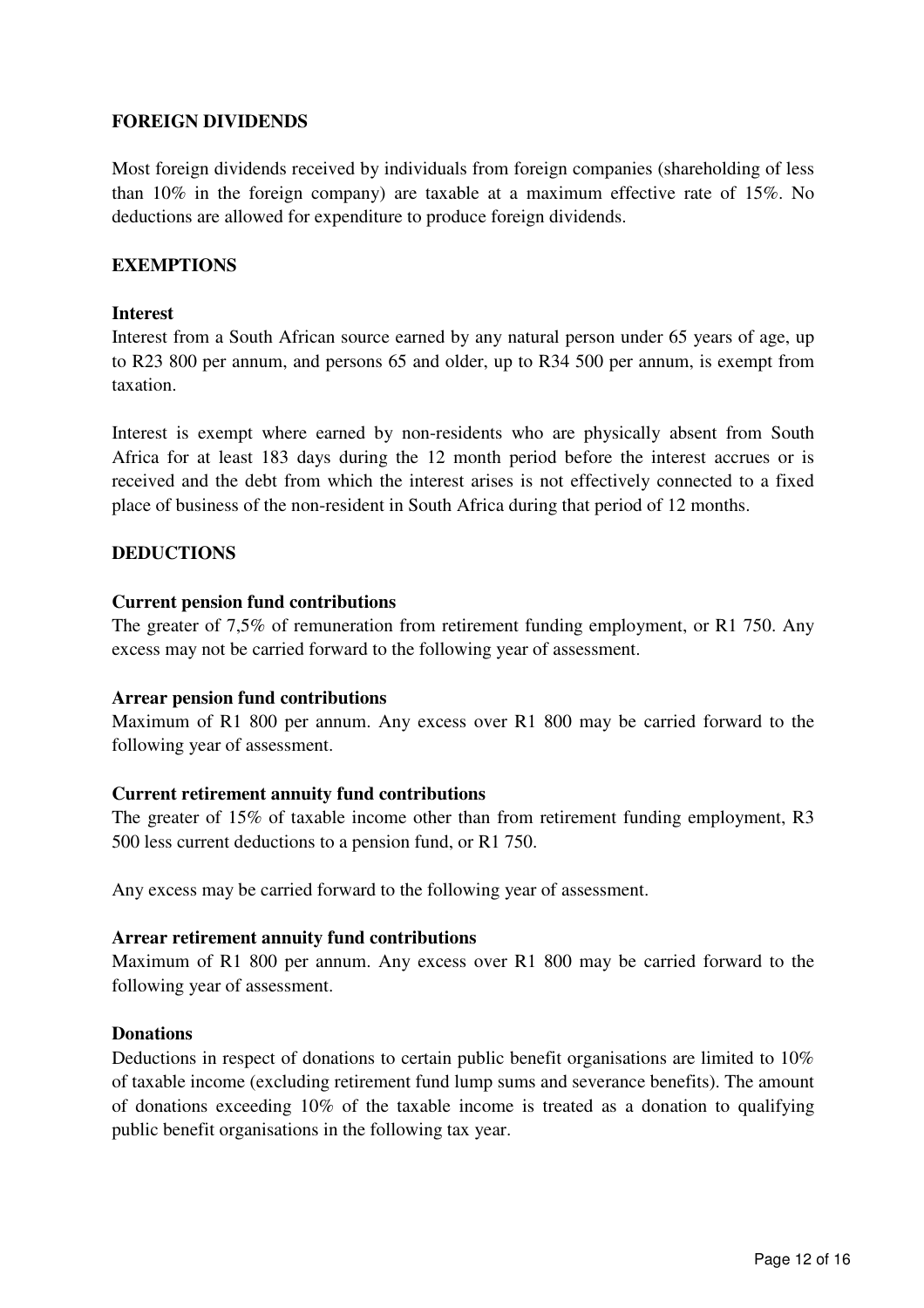## FOREIGN DIVIDENDS

Most foreign dividends received by individuals from foreign companies (shareholding of less than 10% in the foreign company) are taxable at a maximum effective rate of 15%. No deductions are allowed for expenditure to produce foreign dividends.

## EXEMPTIONS

### Interest

Interest from a South African source earned by any natural person under 65 years of age, up to R23 800 per annum, and persons 65 and older, up to R34 500 per annum, is exempt from taxation.

Interest is exempt where earned by non-residents who are physically absent from South Africa for at least 183 days during the 12 month period before the interest accrues or is received and the debt from which the interest arises is not effectively connected to a fixed place of business of the non-resident in South Africa during that period of 12 months.

## DEDUCTIONS

### Current pension fund contributions

The greater of 7,5% of remuneration from retirement funding employment, or R1 750. Any excess may not be carried forward to the following year of assessment.

### Arrear pension fund contributions

Maximum of R1 800 per annum. Any excess over R1 800 may be carried forward to the following year of assessment.

### Current retirement annuity fund contributions

The greater of 15% of taxable income other than from retirement funding employment, R3 500 less current deductions to a pension fund, or R1 750.

Any excess may be carried forward to the following year of assessment.

### Arrear retirement annuity fund contributions

Maximum of R1 800 per annum. Any excess over R1 800 may be carried forward to the following year of assessment.

### Donations

Deductions in respect of donations to certain public benefit organisations are limited to 10% of taxable income (excluding retirement fund lump sums and severance benefits). The amount of donations exceeding 10% of the taxable income is treated as a donation to qualifying public benefit organisations in the following tax year.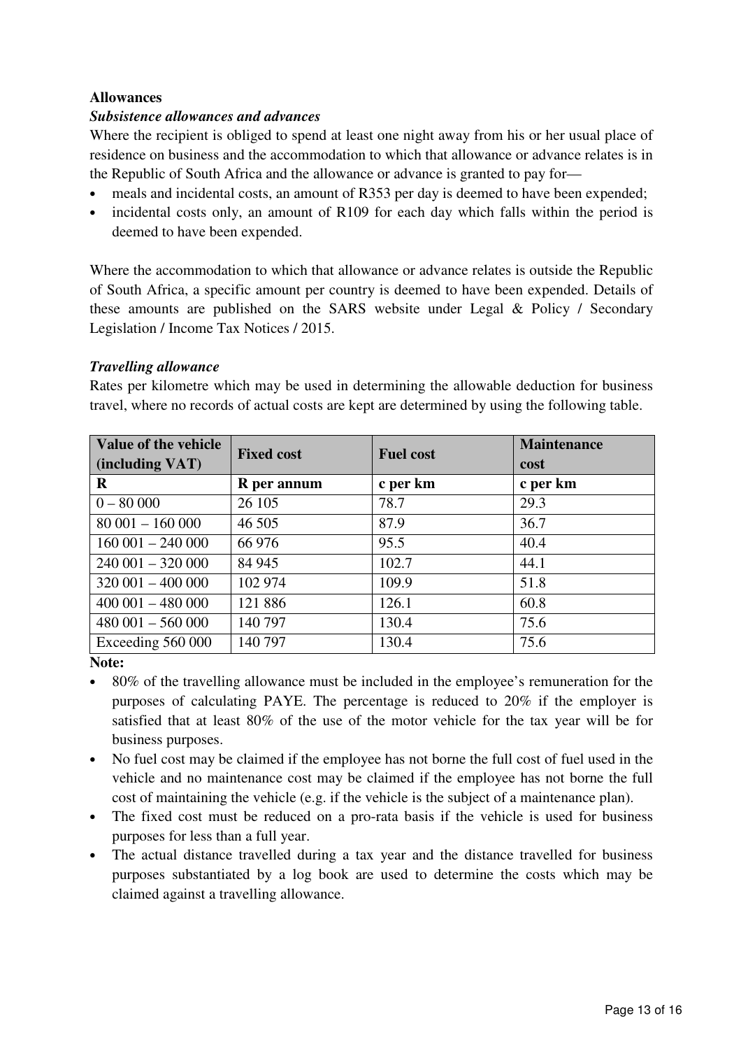**Allowances**

***Subsistence allowances and advances***

Where the recipient is obliged to spend at least one night away from his or her usual place of residence on business and the accommodation to which that allowance or advance relates is in the Republic of South Africa and the allowance or advance is granted to pay for—

- meals and incidental costs, an amount of R353 per day is deemed to have been expended;
- incidental costs only, an amount of R109 for each day which falls within the period is deemed to have been expended.

Where the accommodation to which that allowance or advance relates is outside the Republic of South Africa, a specific amount per country is deemed to have been expended. Details of these amounts are published on the SARS website under Legal & Policy / Secondary Legislation / Income Tax Notices / 2015.

***Travelling allowance***

Rates per kilometre which may be used in determining the allowable deduction for business travel, where no records of actual costs are kept are determined by using the following table.

| Value of the vehicle (including VAT) | Fixed cost | Fuel cost | Maintenance cost |
|---|---|---|---|
| **R** | **R per annum** | **c per km** | **c per km** |
| 0 – 80 000 | 26 105 | 78.7 | 29.3 |
| 80 001 – 160 000 | 46 505 | 87.9 | 36.7 |
| 160 001 – 240 000 | 66 976 | 95.5 | 40.4 |
| 240 001 – 320 000 | 84 945 | 102.7 | 44.1 |
| 320 001 – 400 000 | 102 974 | 109.9 | 51.8 |
| 400 001 – 480 000 | 121 886 | 126.1 | 60.8 |
| 480 001 – 560 000 | 140 797 | 130.4 | 75.6 |
| Exceeding 560 000 | 140 797 | 130.4 | 75.6 |

**Note:**

- 80% of the travelling allowance must be included in the employee's remuneration for the purposes of calculating PAYE. The percentage is reduced to 20% if the employer is satisfied that at least 80% of the use of the motor vehicle for the tax year will be for business purposes.
- No fuel cost may be claimed if the employee has not borne the full cost of fuel used in the vehicle and no maintenance cost may be claimed if the employee has not borne the full cost of maintaining the vehicle (e.g. if the vehicle is the subject of a maintenance plan).
- The fixed cost must be reduced on a pro-rata basis if the vehicle is used for business purposes for less than a full year.
- The actual distance travelled during a tax year and the distance travelled for business purposes substantiated by a log book are used to determine the costs which may be claimed against a travelling allowance.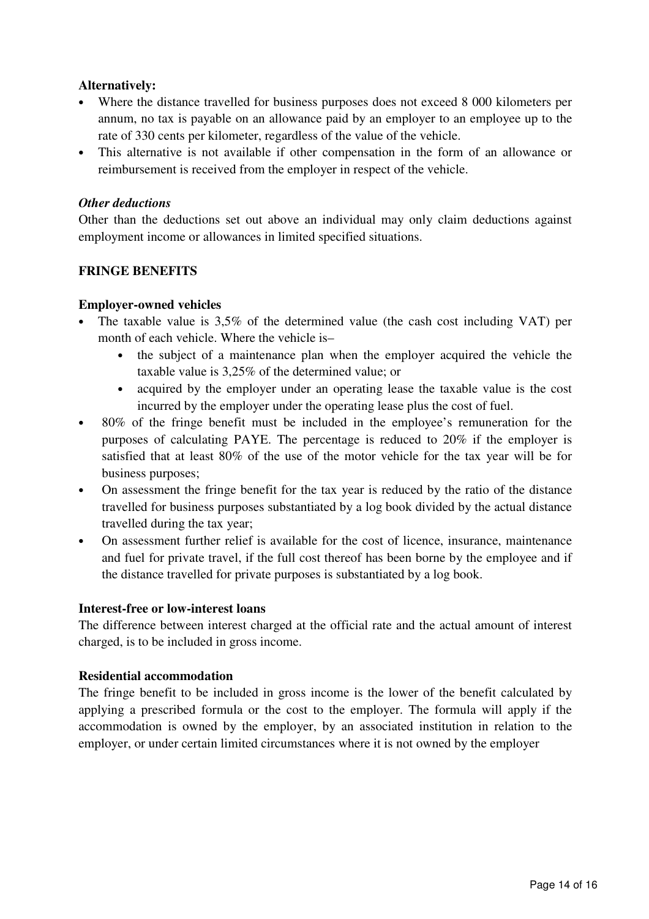**Alternatively:**

- Where the distance travelled for business purposes does not exceed 8 000 kilometers per annum, no tax is payable on an allowance paid by an employer to an employee up to the rate of 330 cents per kilometer, regardless of the value of the vehicle.
- This alternative is not available if other compensation in the form of an allowance or reimbursement is received from the employer in respect of the vehicle.

***Other deductions***

Other than the deductions set out above an individual may only claim deductions against employment income or allowances in limited specified situations.

**FRINGE BENEFITS**

**Employer-owned vehicles**

- The taxable value is 3,5% of the determined value (the cash cost including VAT) per month of each vehicle. Where the vehicle is–
    - the subject of a maintenance plan when the employer acquired the vehicle the taxable value is 3,25% of the determined value; or
    - acquired by the employer under an operating lease the taxable value is the cost incurred by the employer under the operating lease plus the cost of fuel.
- 80% of the fringe benefit must be included in the employee's remuneration for the purposes of calculating PAYE. The percentage is reduced to 20% if the employer is satisfied that at least 80% of the use of the motor vehicle for the tax year will be for business purposes;
- On assessment the fringe benefit for the tax year is reduced by the ratio of the distance travelled for business purposes substantiated by a log book divided by the actual distance travelled during the tax year;
- On assessment further relief is available for the cost of licence, insurance, maintenance and fuel for private travel, if the full cost thereof has been borne by the employee and if the distance travelled for private purposes is substantiated by a log book.

**Interest-free or low-interest loans**

The difference between interest charged at the official rate and the actual amount of interest charged, is to be included in gross income.

**Residential accommodation**

The fringe benefit to be included in gross income is the lower of the benefit calculated by applying a prescribed formula or the cost to the employer. The formula will apply if the accommodation is owned by the employer, by an associated institution in relation to the employer, or under certain limited circumstances where it is not owned by the employer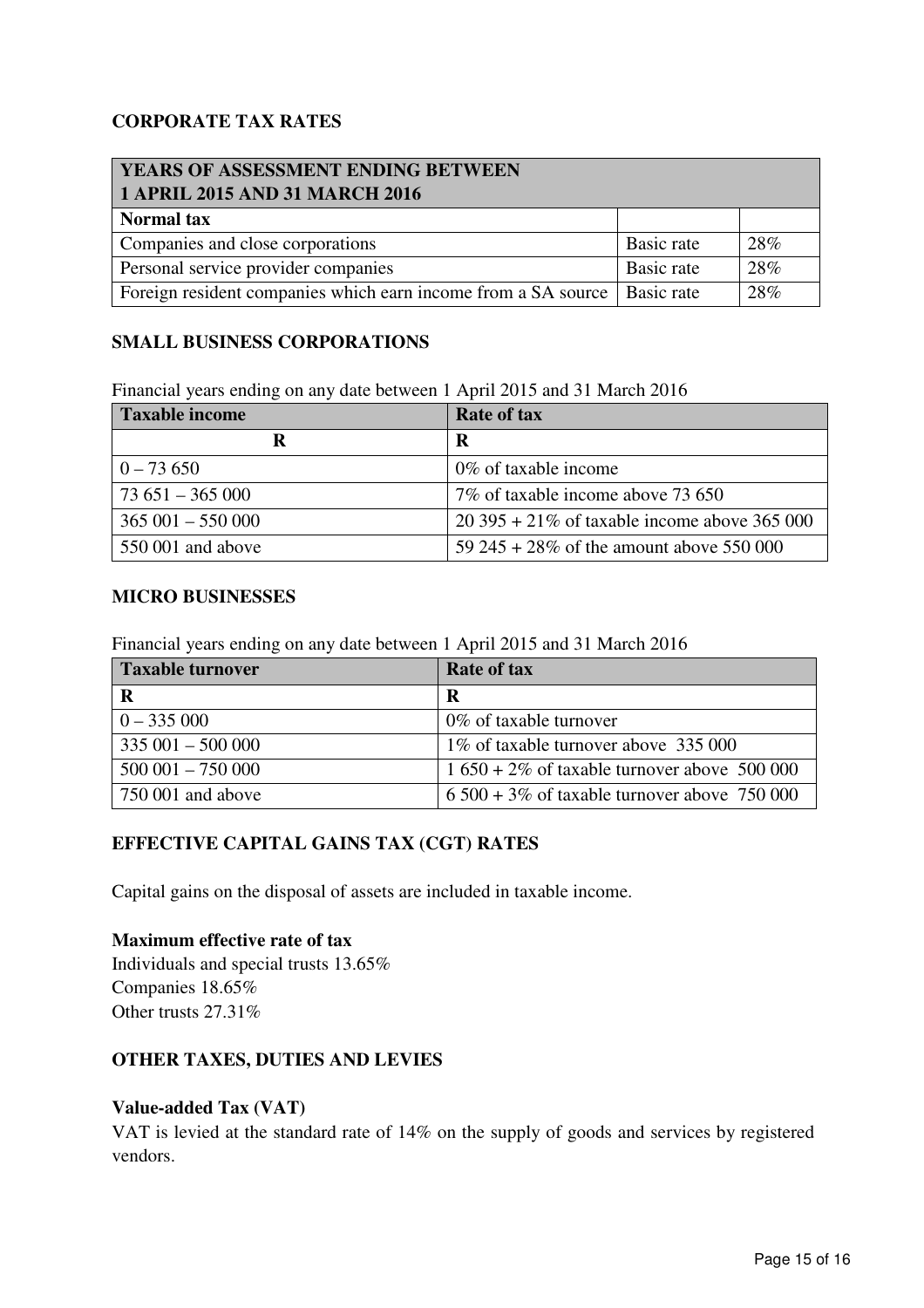## CORPORATE TAX RATES

| YEARS OF ASSESSMENT ENDING BETWEEN 1 APRIL 2015 AND 31 MARCH 2016 | | |
|---|---|---|
| **Normal tax** | | |
| Companies and close corporations | Basic rate | 28% |
| Personal service provider companies | Basic rate | 28% |
| Foreign resident companies which earn income from a SA source | Basic rate | 28% |

## SMALL BUSINESS CORPORATIONS

Financial years ending on any date between 1 April 2015 and 31 March 2016

| Taxable income | Rate of tax |
|---|---|
| **R** | **R** |
| 0 – 73 650 | 0% of taxable income |
| 73 651 – 365 000 | 7% of taxable income above 73 650 |
| 365 001 – 550 000 | 20 395 + 21% of taxable income above 365 000 |
| 550 001 and above | 59 245 + 28% of the amount above 550 000 |

## MICRO BUSINESSES

Financial years ending on any date between 1 April 2015 and 31 March 2016

| Taxable turnover | Rate of tax |
|---|---|
| **R** | **R** |
| 0 – 335 000 | 0% of taxable turnover |
| 335 001 – 500 000 | 1% of taxable turnover above 335 000 |
| 500 001 – 750 000 | 1 650 + 2% of taxable turnover above 500 000 |
| 750 001 and above | 6 500 + 3% of taxable turnover above 750 000 |

## EFFECTIVE CAPITAL GAINS TAX (CGT) RATES

Capital gains on the disposal of assets are included in taxable income.

**Maximum effective rate of tax**
Individuals and special trusts 13.65%
Companies 18.65%
Other trusts 27.31%

## OTHER TAXES, DUTIES AND LEVIES

**Value-added Tax (VAT)**
VAT is levied at the standard rate of 14% on the supply of goods and services by registered vendors.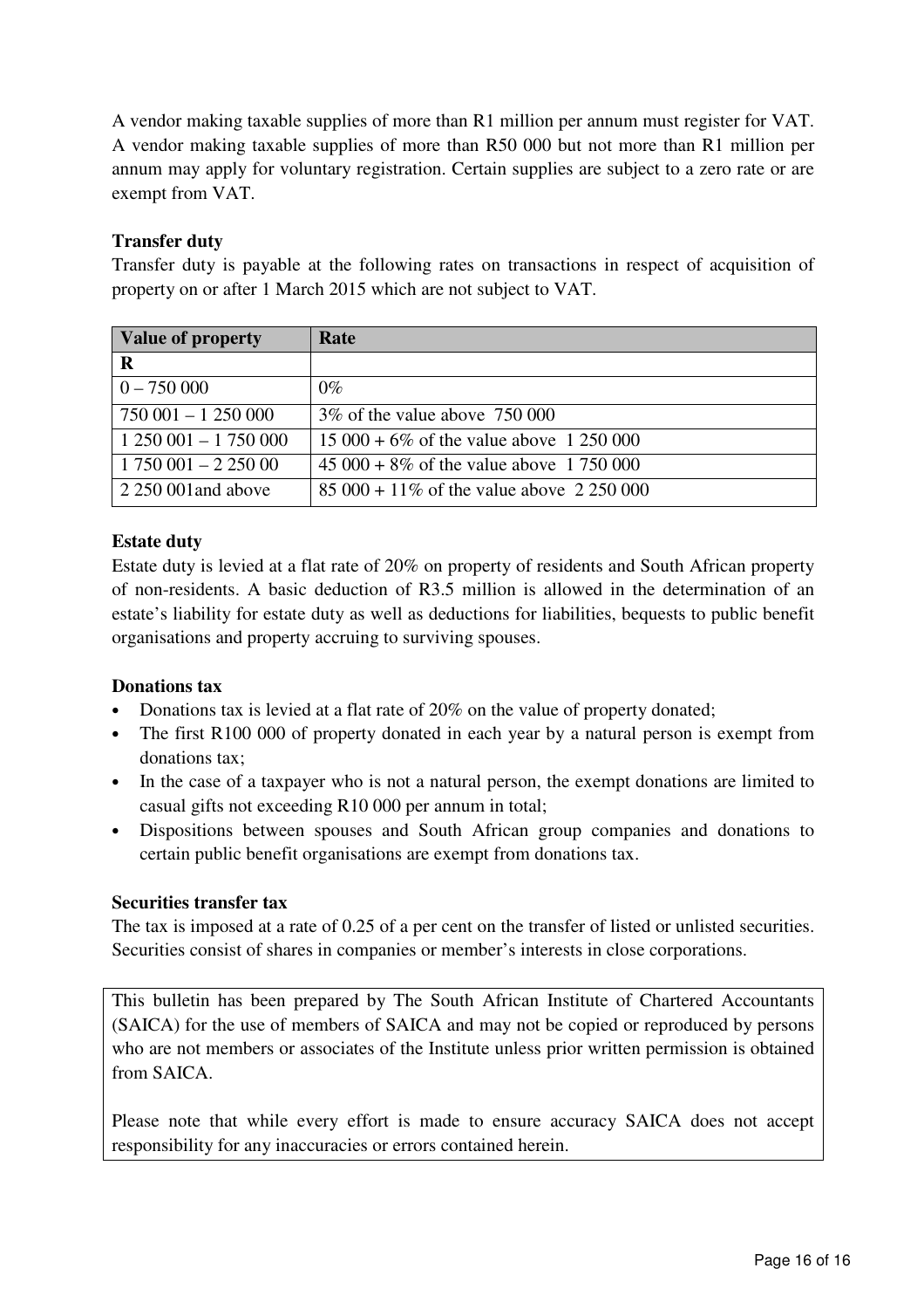A vendor making taxable supplies of more than R1 million per annum must register for VAT. A vendor making taxable supplies of more than R50 000 but not more than R1 million per annum may apply for voluntary registration. Certain supplies are subject to a zero rate or are exempt from VAT.

**Transfer duty**

Transfer duty is payable at the following rates on transactions in respect of acquisition of property on or after 1 March 2015 which are not subject to VAT.

| Value of property | Rate |
|---|---|
| **R** | |
| 0 – 750 000 | 0% |
| 750 001 – 1 250 000 | 3% of the value above 750 000 |
| 1 250 001 – 1 750 000 | 15 000 + 6% of the value above 1 250 000 |
| 1 750 001 – 2 250 00 | 45 000 + 8% of the value above 1 750 000 |
| 2 250 001and above | 85 000 + 11% of the value above 2 250 000 |

**Estate duty**

Estate duty is levied at a flat rate of 20% on property of residents and South African property of non-residents. A basic deduction of R3.5 million is allowed in the determination of an estate's liability for estate duty as well as deductions for liabilities, bequests to public benefit organisations and property accruing to surviving spouses.

**Donations tax**

- Donations tax is levied at a flat rate of 20% on the value of property donated;
- The first R100 000 of property donated in each year by a natural person is exempt from donations tax;
- In the case of a taxpayer who is not a natural person, the exempt donations are limited to casual gifts not exceeding R10 000 per annum in total;
- Dispositions between spouses and South African group companies and donations to certain public benefit organisations are exempt from donations tax.

**Securities transfer tax**

The tax is imposed at a rate of 0.25 of a per cent on the transfer of listed or unlisted securities. Securities consist of shares in companies or member's interests in close corporations.

This bulletin has been prepared by The South African Institute of Chartered Accountants (SAICA) for the use of members of SAICA and may not be copied or reproduced by persons who are not members or associates of the Institute unless prior written permission is obtained from SAICA.

Please note that while every effort is made to ensure accuracy SAICA does not accept responsibility for any inaccuracies or errors contained herein.